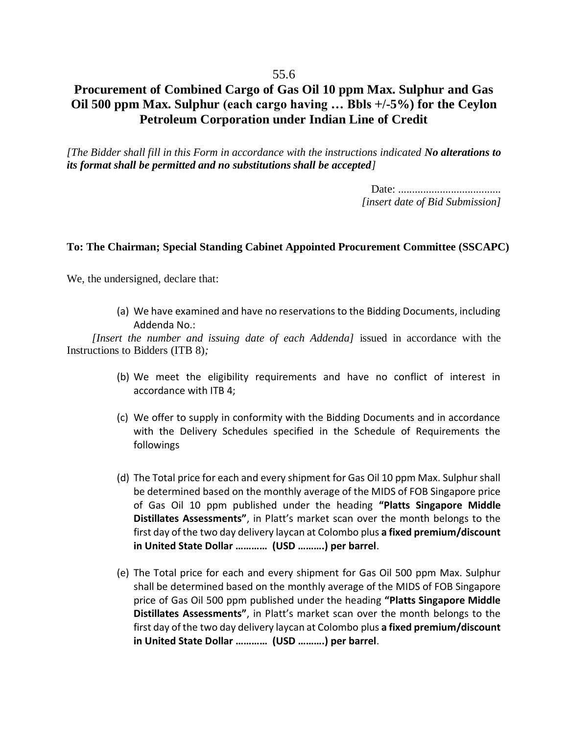55.6

# Procurement of Combined Cargo of Gas Oil 10 ppm Max. Sulphur and Gas Oil 500 ppm Max. Sulphur (each cargo having … Bbls +/-5%) for the Ceylon Petroleum Corporation under Indian Line of Credit

*[The Bidder shall fill in this Form in accordance with the instructions indicated **No alterations to its format shall be permitted and no substitutions shall be accepted**]*

Date: .....................................
*[insert date of Bid Submission]*

**To: The Chairman; Special Standing Cabinet Appointed Procurement Committee (SSCAPC)**

We, the undersigned, declare that:

(a) We have examined and have no reservations to the Bidding Documents, including Addenda No.:

*[Insert the number and issuing date of each Addenda]* issued in accordance with the Instructions to Bidders (ITB 8)*;*

(b) We meet the eligibility requirements and have no conflict of interest in accordance with ITB 4;

(c) We offer to supply in conformity with the Bidding Documents and in accordance with the Delivery Schedules specified in the Schedule of Requirements the followings

(d) The Total price for each and every shipment for Gas Oil 10 ppm Max. Sulphur shall be determined based on the monthly average of the MIDS of FOB Singapore price of Gas Oil 10 ppm published under the heading **"Platts Singapore Middle Distillates Assessments"**, in Platt's market scan over the month belongs to the first day of the two day delivery laycan at Colombo plus **a fixed premium/discount in United State Dollar ………… (USD ……….) per barrel**.

(e) The Total price for each and every shipment for Gas Oil 500 ppm Max. Sulphur shall be determined based on the monthly average of the MIDS of FOB Singapore price of Gas Oil 500 ppm published under the heading **"Platts Singapore Middle Distillates Assessments"**, in Platt's market scan over the month belongs to the first day of the two day delivery laycan at Colombo plus **a fixed premium/discount in United State Dollar ………… (USD ……….) per barrel**.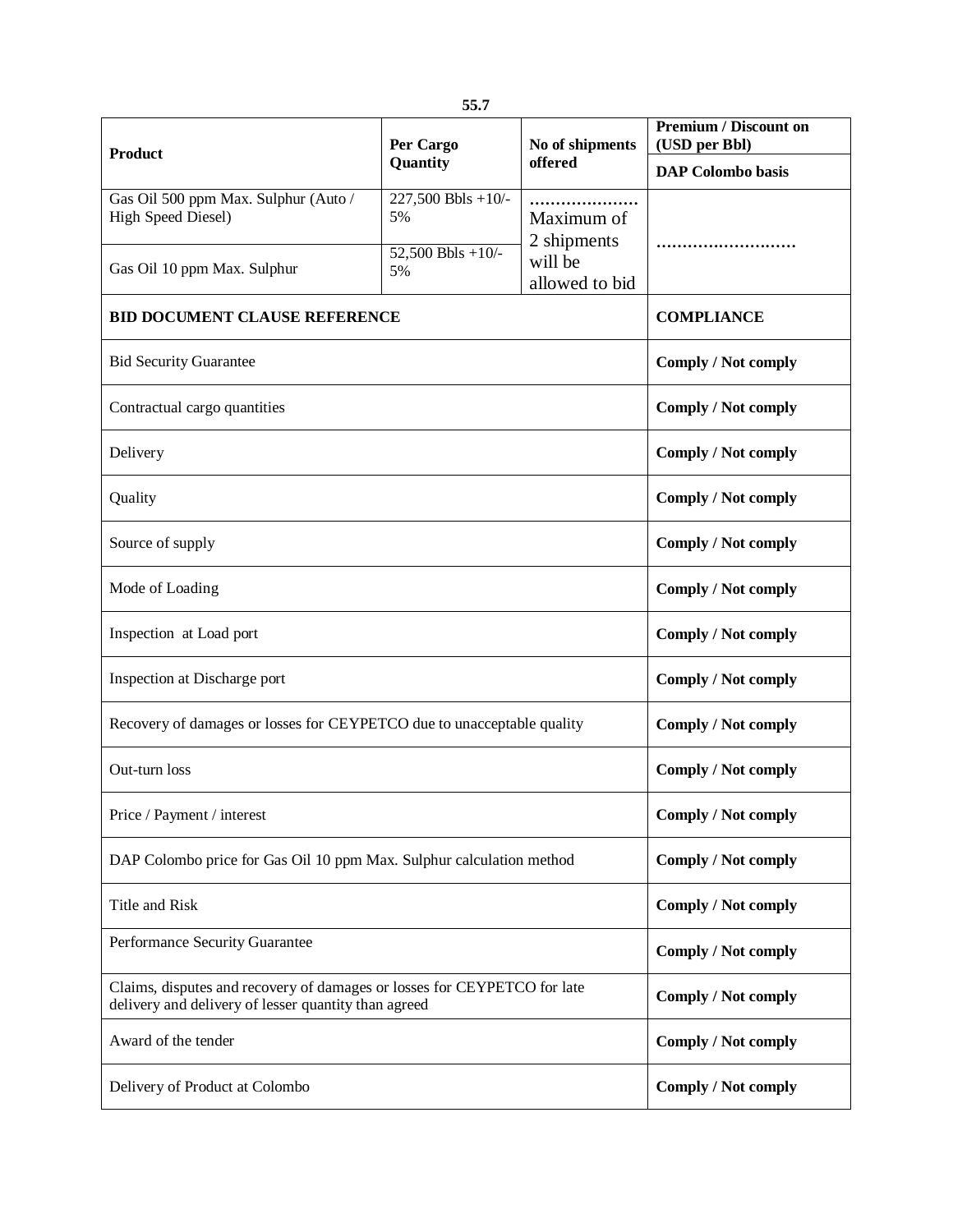55.7

| Product | Per Cargo Quantity | No of shipments offered | Premium / Discount on (USD per Bbl) |
|---|---|---|---|
| | | | DAP Colombo basis |
| Gas Oil 500 ppm Max. Sulphur (Auto / High Speed Diesel) | 227,500 Bbls +10/-5% | ………………… Maximum of 2 shipments will be allowed to bid | ……………………… |
| Gas Oil 10 ppm Max. Sulphur | 52,500 Bbls +10/-5% | | |

| BID DOCUMENT CLAUSE REFERENCE | COMPLIANCE |
|---|---|
| Bid Security Guarantee | **Comply / Not comply** |
| Contractual cargo quantities | **Comply / Not comply** |
| Delivery | **Comply / Not comply** |
| Quality | **Comply / Not comply** |
| Source of supply | **Comply / Not comply** |
| Mode of Loading | **Comply / Not comply** |
| Inspection at Load port | **Comply / Not comply** |
| Inspection at Discharge port | **Comply / Not comply** |
| Recovery of damages or losses for CEYPETCO due to unacceptable quality | **Comply / Not comply** |
| Out-turn loss | **Comply / Not comply** |
| Price / Payment / interest | **Comply / Not comply** |
| DAP Colombo price for Gas Oil 10 ppm Max. Sulphur calculation method | **Comply / Not comply** |
| Title and Risk | **Comply / Not comply** |
| Performance Security Guarantee | **Comply / Not comply** |
| Claims, disputes and recovery of damages or losses for CEYPETCO for late delivery and delivery of lesser quantity than agreed | **Comply / Not comply** |
| Award of the tender | **Comply / Not comply** |
| Delivery of Product at Colombo | **Comply / Not comply** |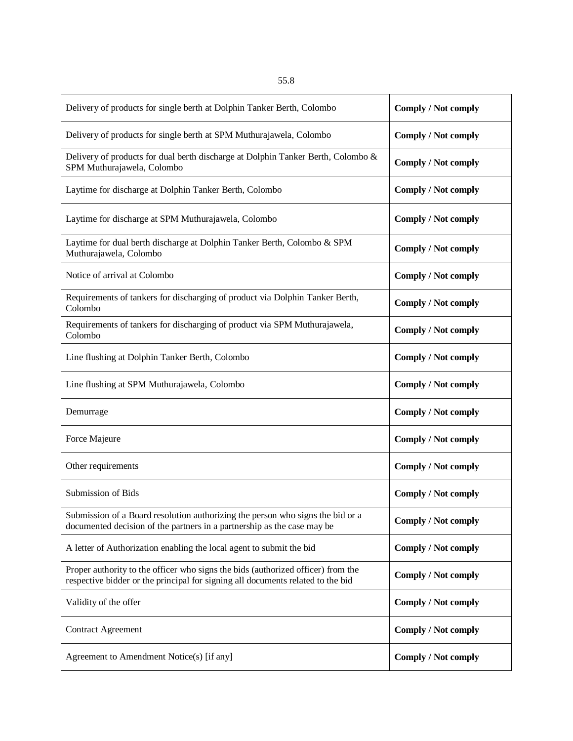| | |
|---|---|
| Delivery of products for single berth at Dolphin Tanker Berth, Colombo | **Comply / Not comply** |
| Delivery of products for single berth at SPM Muthurajawela, Colombo | **Comply / Not comply** |
| Delivery of products for dual berth discharge at Dolphin Tanker Berth, Colombo & SPM Muthurajawela, Colombo | **Comply / Not comply** |
| Laytime for discharge at Dolphin Tanker Berth, Colombo | **Comply / Not comply** |
| Laytime for discharge at SPM Muthurajawela, Colombo | **Comply / Not comply** |
| Laytime for dual berth discharge at Dolphin Tanker Berth, Colombo & SPM Muthurajawela, Colombo | **Comply / Not comply** |
| Notice of arrival at Colombo | **Comply / Not comply** |
| Requirements of tankers for discharging of product via Dolphin Tanker Berth, Colombo | **Comply / Not comply** |
| Requirements of tankers for discharging of product via SPM Muthurajawela, Colombo | **Comply / Not comply** |
| Line flushing at Dolphin Tanker Berth, Colombo | **Comply / Not comply** |
| Line flushing at SPM Muthurajawela, Colombo | **Comply / Not comply** |
| Demurrage | **Comply / Not comply** |
| Force Majeure | **Comply / Not comply** |
| Other requirements | **Comply / Not comply** |
| Submission of Bids | **Comply / Not comply** |
| Submission of a Board resolution authorizing the person who signs the bid or a documented decision of the partners in a partnership as the case may be | **Comply / Not comply** |
| A letter of Authorization enabling the local agent to submit the bid | **Comply / Not comply** |
| Proper authority to the officer who signs the bids (authorized officer) from the respective bidder or the principal for signing all documents related to the bid | **Comply / Not comply** |
| Validity of the offer | **Comply / Not comply** |
| Contract Agreement | **Comply / Not comply** |
| Agreement to Amendment Notice(s) [if any] | **Comply / Not comply** |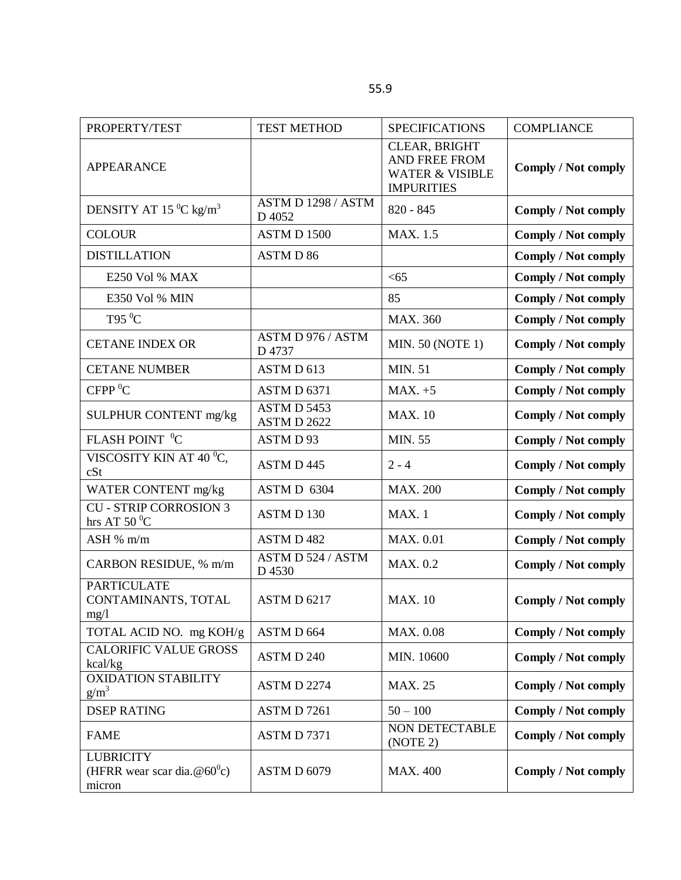55.9

| PROPERTY/TEST | TEST METHOD | SPECIFICATIONS | COMPLIANCE |
|---|---|---|---|
| APPEARANCE | | CLEAR, BRIGHT AND FREE FROM WATER & VISIBLE IMPURITIES | **Comply / Not comply** |
| DENSITY AT 15 $^0$C kg/m$^3$ | ASTM D 1298 / ASTM D 4052 | 820 - 845 | **Comply / Not comply** |
| COLOUR | ASTM D 1500 | MAX. 1.5 | **Comply / Not comply** |
| DISTILLATION | ASTM D 86 | | **Comply / Not comply** |
| E250 Vol % MAX | | <65 | **Comply / Not comply** |
| E350 Vol % MIN | | 85 | **Comply / Not comply** |
| T95 $^0$C | | MAX. 360 | **Comply / Not comply** |
| CETANE INDEX OR | ASTM D 976 / ASTM D 4737 | MIN. 50 (NOTE 1) | **Comply / Not comply** |
| CETANE NUMBER | ASTM D 613 | MIN. 51 | **Comply / Not comply** |
| CFPP $^0$C | ASTM D 6371 | MAX. +5 | **Comply / Not comply** |
| SULPHUR CONTENT mg/kg | ASTM D 5453 ASTM D 2622 | MAX. 10 | **Comply / Not comply** |
| FLASH POINT $^0$C | ASTM D 93 | MIN. 55 | **Comply / Not comply** |
| VISCOSITY KIN AT 40 $^0$C, cSt | ASTM D 445 | 2 - 4 | **Comply / Not comply** |
| WATER CONTENT mg/kg | ASTM D 6304 | MAX. 200 | **Comply / Not comply** |
| CU - STRIP CORROSION 3 hrs AT 50 $^0$C | ASTM D 130 | MAX. 1 | **Comply / Not comply** |
| ASH % m/m | ASTM D 482 | MAX. 0.01 | **Comply / Not comply** |
| CARBON RESIDUE, % m/m | ASTM D 524 / ASTM D 4530 | MAX. 0.2 | **Comply / Not comply** |
| PARTICULATE CONTAMINANTS, TOTAL mg/l | ASTM D 6217 | MAX. 10 | **Comply / Not comply** |
| TOTAL ACID NO. mg KOH/g | ASTM D 664 | MAX. 0.08 | **Comply / Not comply** |
| CALORIFIC VALUE GROSS kcal/kg | ASTM D 240 | MIN. 10600 | **Comply / Not comply** |
| OXIDATION STABILITY g/m$^3$ | ASTM D 2274 | MAX. 25 | **Comply / Not comply** |
| DSEP RATING | ASTM D 7261 | 50 – 100 | **Comply / Not comply** |
| FAME | ASTM D 7371 | NON DETECTABLE (NOTE 2) | **Comply / Not comply** |
| LUBRICITY (HFRR wear scar dia.@60$^0$c) micron | ASTM D 6079 | MAX. 400 | **Comply / Not comply** |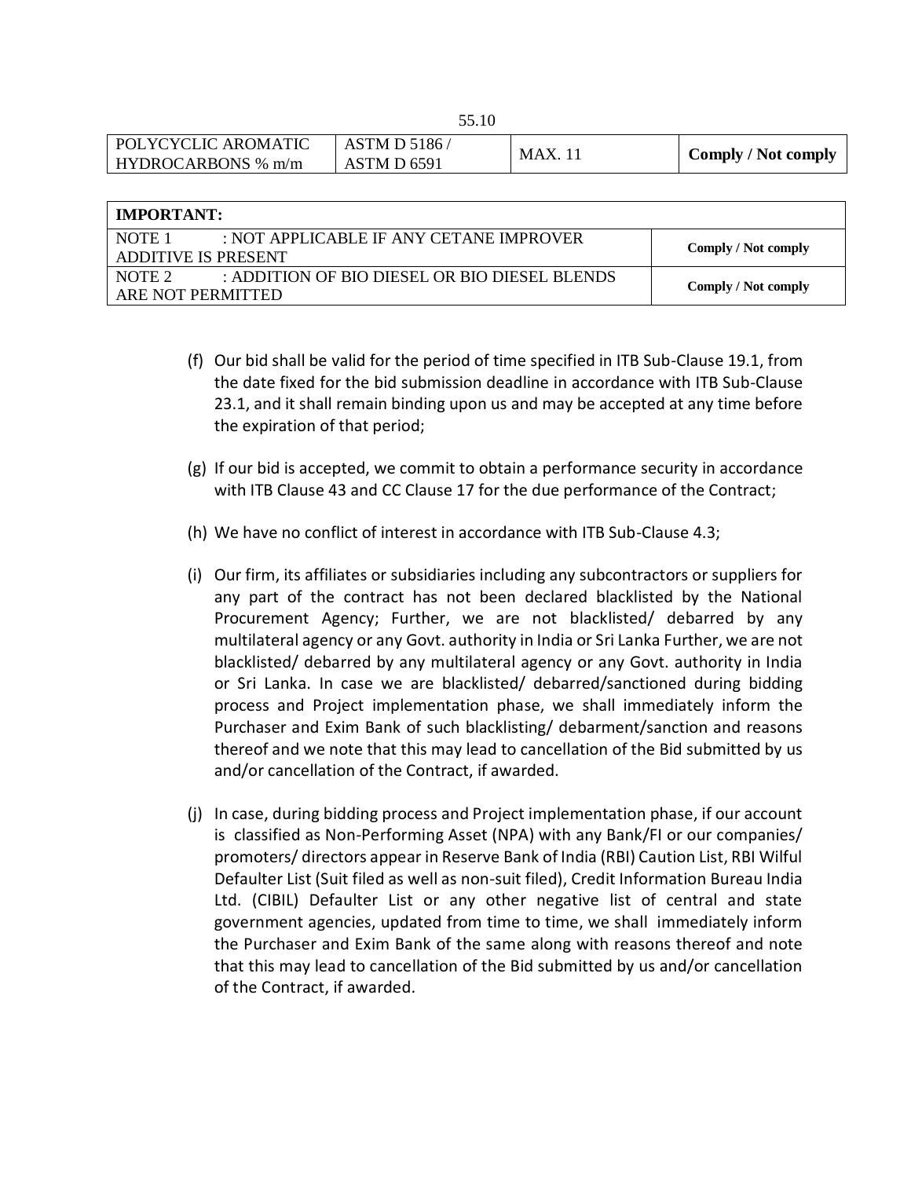55.10

| POLYCYCLIC AROMATIC HYDROCARBONS % m/m | ASTM D 5186 / ASTM D 6591 | MAX. 11 | **Comply / Not comply** |
|---|---|---|---|

| **IMPORTANT:** | |
|---|---|
| NOTE 1 : NOT APPLICABLE IF ANY CETANE IMPROVER ADDITIVE IS PRESENT | **Comply / Not comply** |
| NOTE 2 : ADDITION OF BIO DIESEL OR BIO DIESEL BLENDS ARE NOT PERMITTED | **Comply / Not comply** |

(f) Our bid shall be valid for the period of time specified in ITB Sub-Clause 19.1, from the date fixed for the bid submission deadline in accordance with ITB Sub-Clause 23.1, and it shall remain binding upon us and may be accepted at any time before the expiration of that period;

(g) If our bid is accepted, we commit to obtain a performance security in accordance with ITB Clause 43 and CC Clause 17 for the due performance of the Contract;

(h) We have no conflict of interest in accordance with ITB Sub-Clause 4.3;

(i) Our firm, its affiliates or subsidiaries including any subcontractors or suppliers for any part of the contract has not been declared blacklisted by the National Procurement Agency; Further, we are not blacklisted/ debarred by any multilateral agency or any Govt. authority in India or Sri Lanka Further, we are not blacklisted/ debarred by any multilateral agency or any Govt. authority in India or Sri Lanka. In case we are blacklisted/ debarred/sanctioned during bidding process and Project implementation phase, we shall immediately inform the Purchaser and Exim Bank of such blacklisting/ debarment/sanction and reasons thereof and we note that this may lead to cancellation of the Bid submitted by us and/or cancellation of the Contract, if awarded.

(j) In case, during bidding process and Project implementation phase, if our account is classified as Non-Performing Asset (NPA) with any Bank/FI or our companies/ promoters/ directors appear in Reserve Bank of India (RBI) Caution List, RBI Wilful Defaulter List (Suit filed as well as non-suit filed), Credit Information Bureau India Ltd. (CIBIL) Defaulter List or any other negative list of central and state government agencies, updated from time to time, we shall immediately inform the Purchaser and Exim Bank of the same along with reasons thereof and note that this may lead to cancellation of the Bid submitted by us and/or cancellation of the Contract, if awarded.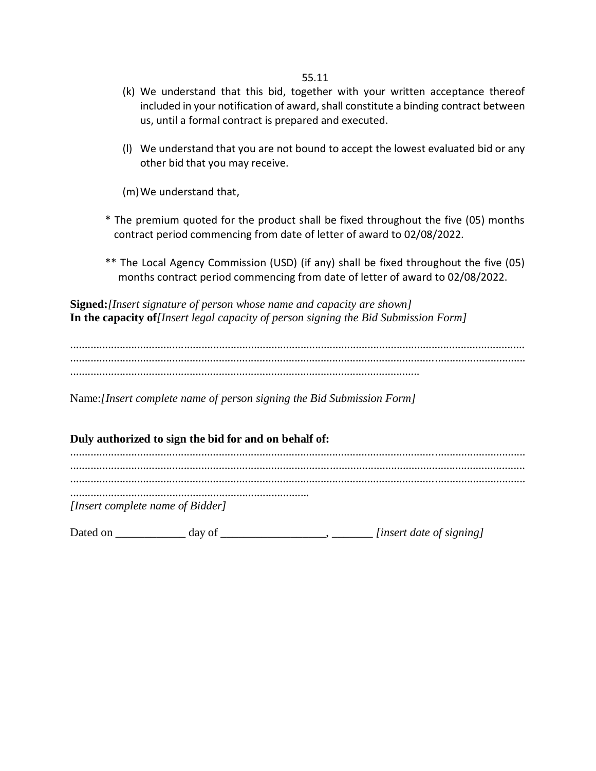55.11

(k) We understand that this bid, together with your written acceptance thereof included in your notification of award, shall constitute a binding contract between us, until a formal contract is prepared and executed.

(l) We understand that you are not bound to accept the lowest evaluated bid or any other bid that you may receive.

(m) We understand that,

* The premium quoted for the product shall be fixed throughout the five (05) months contract period commencing from date of letter of award to 02/08/2022.

** The Local Agency Commission (USD) (if any) shall be fixed throughout the five (05) months contract period commencing from date of letter of award to 02/08/2022.

**Signed:***[Insert signature of person whose name and capacity are shown]*
**In the capacity of***[Insert legal capacity of person signing the Bid Submission Form]*

.................................................................................................................................................
.................................................................................................................................................
.........................................................................................................................

Name:*[Insert complete name of person signing the Bid Submission Form]*

**Duly authorized to sign the bid for and on behalf of:**

.................................................................................................................................................
.................................................................................................................................................
.................................................................................................................................................
.................................................................................
*[Insert complete name of Bidder]*

Dated on ____________ day of __________________, _______ *[insert date of signing]*